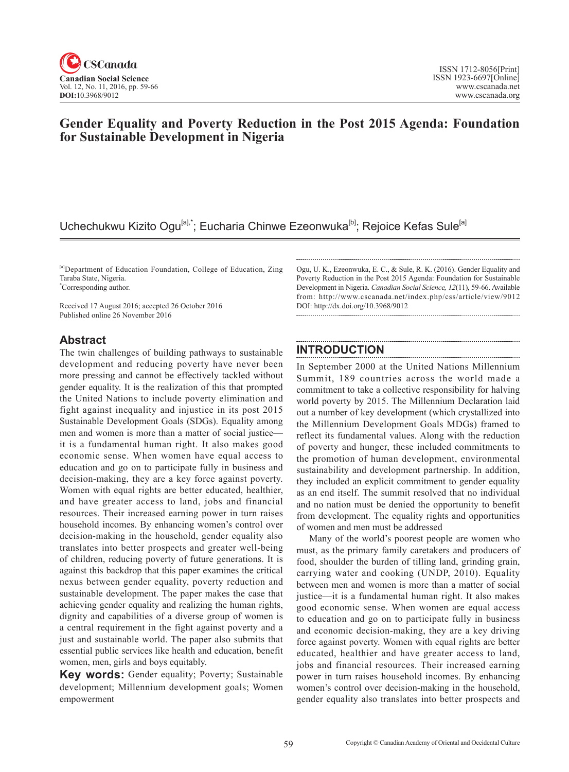# Gender Equality and Poverty Reduction in the Post 2015 Agenda: Foundation for Sustainable Development in Nigeria

Uchechukwu Kizito Ogu[a],*; Eucharia Chinwe Ezeonwuka[b]; Rejoice Kefas Sule[a]

[a]Department of Education Foundation, College of Education, Zing Taraba State, Nigeria.
*Corresponding author.

Received 17 August 2016; accepted 26 October 2016
Published online 26 November 2016

Ogu, U. K., Ezeonwuka, E. C., & Sule, R. K. (2016). Gender Equality and Poverty Reduction in the Post 2015 Agenda: Foundation for Sustainable Development in Nigeria. *Canadian Social Science, 12*(11), 59-66. Available from: http://www.cscanada.net/index.php/css/article/view/9012
DOI: http://dx.doi.org/10.3968/9012

## Abstract

The twin challenges of building pathways to sustainable development and reducing poverty have never been more pressing and cannot be effectively tackled without gender equality. It is the realization of this that prompted the United Nations to include poverty elimination and fight against inequality and injustice in its post 2015 Sustainable Development Goals (SDGs). Equality among men and women is more than a matter of social justice—it is a fundamental human right. It also makes good economic sense. When women have equal access to education and go on to participate fully in business and decision-making, they are a key force against poverty. Women with equal rights are better educated, healthier, and have greater access to land, jobs and financial resources. Their increased earning power in turn raises household incomes. By enhancing women's control over decision-making in the household, gender equality also translates into better prospects and greater well-being of children, reducing poverty of future generations. It is against this backdrop that this paper examines the critical nexus between gender equality, poverty reduction and sustainable development. The paper makes the case that achieving gender equality and realizing the human rights, dignity and capabilities of a diverse group of women is a central requirement in the fight against poverty and a just and sustainable world. The paper also submits that essential public services like health and education, benefit women, men, girls and boys equitably.

**Key words:** Gender equality; Poverty; Sustainable development; Millennium development goals; Women empowerment

## INTRODUCTION

In September 2000 at the United Nations Millennium Summit, 189 countries across the world made a commitment to take a collective responsibility for halving world poverty by 2015. The Millennium Declaration laid out a number of key development (which crystallized into the Millennium Development Goals MDGs) framed to reflect its fundamental values. Along with the reduction of poverty and hunger, these included commitments to the promotion of human development, environmental sustainability and development partnership. In addition, they included an explicit commitment to gender equality as an end itself. The summit resolved that no individual and no nation must be denied the opportunity to benefit from development. The equality rights and opportunities of women and men must be addressed

Many of the world's poorest people are women who must, as the primary family caretakers and producers of food, shoulder the burden of tilling land, grinding grain, carrying water and cooking (UNDP, 2010). Equality between men and women is more than a matter of social justice—it is a fundamental human right. It also makes good economic sense. When women are equal access to education and go on to participate fully in business and economic decision-making, they are a key driving force against poverty. Women with equal rights are better educated, healthier and have greater access to land, jobs and financial resources. Their increased earning power in turn raises household incomes. By enhancing women's control over decision-making in the household, gender equality also translates into better prospects and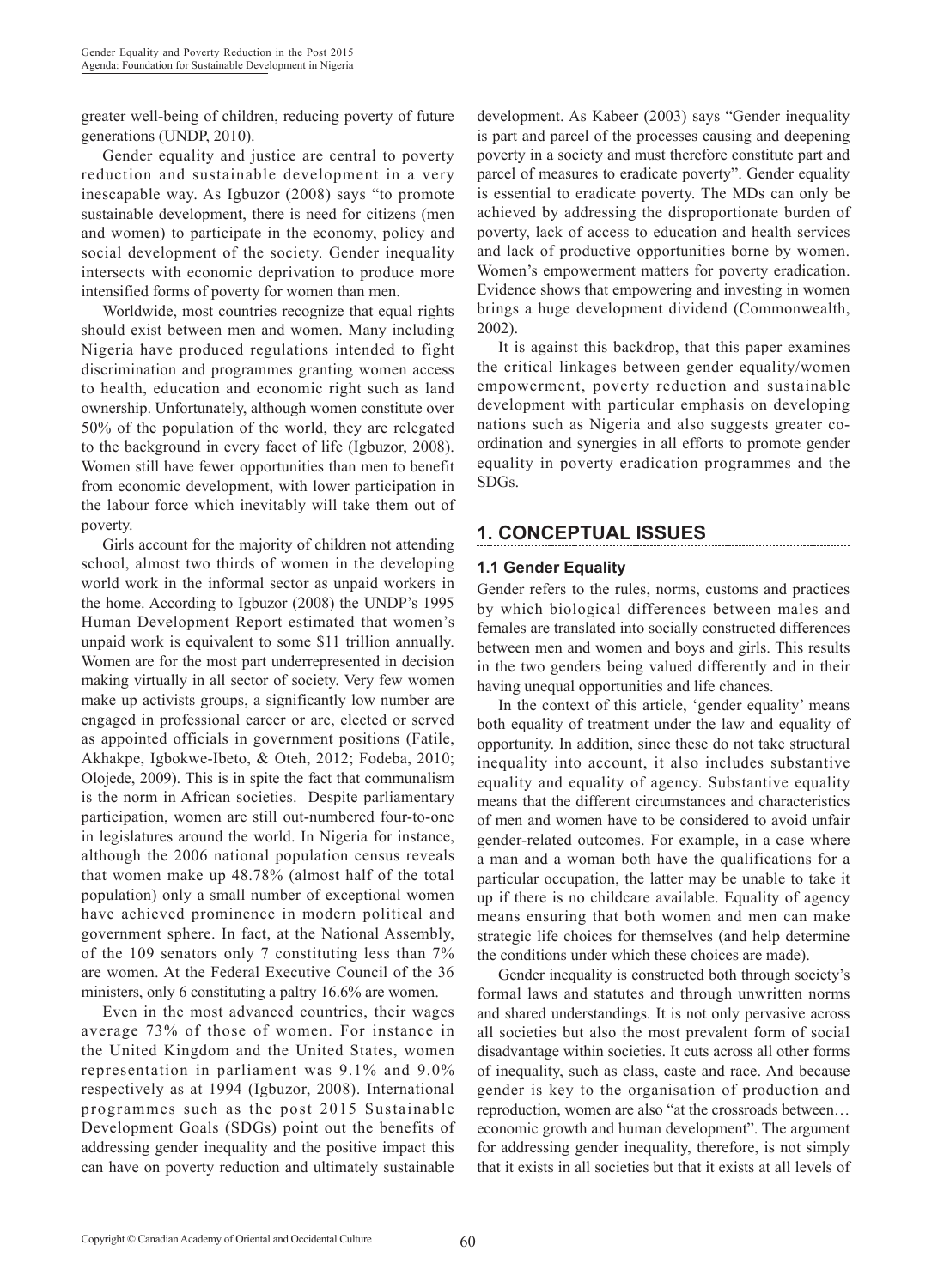greater well-being of children, reducing poverty of future generations (UNDP, 2010).

Gender equality and justice are central to poverty reduction and sustainable development in a very inescapable way. As Igbuzor (2008) says "to promote sustainable development, there is need for citizens (men and women) to participate in the economy, policy and social development of the society. Gender inequality intersects with economic deprivation to produce more intensified forms of poverty for women than men.

Worldwide, most countries recognize that equal rights should exist between men and women. Many including Nigeria have produced regulations intended to fight discrimination and programmes granting women access to health, education and economic right such as land ownership. Unfortunately, although women constitute over 50% of the population of the world, they are relegated to the background in every facet of life (Igbuzor, 2008). Women still have fewer opportunities than men to benefit from economic development, with lower participation in the labour force which inevitably will take them out of poverty.

Girls account for the majority of children not attending school, almost two thirds of women in the developing world work in the informal sector as unpaid workers in the home. According to Igbuzor (2008) the UNDP's 1995 Human Development Report estimated that women's unpaid work is equivalent to some $11 trillion annually. Women are for the most part underrepresented in decision making virtually in all sector of society. Very few women make up activists groups, a significantly low number are engaged in professional career or are, elected or served as appointed officials in government positions (Fatile, Akhakpe, Igbokwe-Ibeto, & Oteh, 2012; Fodeba, 2010; Olojede, 2009). This is in spite the fact that communalism is the norm in African societies. Despite parliamentary participation, women are still out-numbered four-to-one in legislatures around the world. In Nigeria for instance, although the 2006 national population census reveals that women make up 48.78% (almost half of the total population) only a small number of exceptional women have achieved prominence in modern political and government sphere. In fact, at the National Assembly, of the 109 senators only 7 constituting less than 7% are women. At the Federal Executive Council of the 36 ministers, only 6 constituting a paltry 16.6% are women.

Even in the most advanced countries, their wages average 73% of those of women. For instance in the United Kingdom and the United States, women representation in parliament was 9.1% and 9.0% respectively as at 1994 (Igbuzor, 2008). International programmes such as the post 2015 Sustainable Development Goals (SDGs) point out the benefits of addressing gender inequality and the positive impact this can have on poverty reduction and ultimately sustainable development. As Kabeer (2003) says "Gender inequality is part and parcel of the processes causing and deepening poverty in a society and must therefore constitute part and parcel of measures to eradicate poverty". Gender equality is essential to eradicate poverty. The MDs can only be achieved by addressing the disproportionate burden of poverty, lack of access to education and health services and lack of productive opportunities borne by women. Women's empowerment matters for poverty eradication. Evidence shows that empowering and investing in women brings a huge development dividend (Commonwealth, 2002).

It is against this backdrop, that this paper examines the critical linkages between gender equality/women empowerment, poverty reduction and sustainable development with particular emphasis on developing nations such as Nigeria and also suggests greater co-ordination and synergies in all efforts to promote gender equality in poverty eradication programmes and the SDGs.

## 1. CONCEPTUAL ISSUES

### 1.1 Gender Equality

Gender refers to the rules, norms, customs and practices by which biological differences between males and females are translated into socially constructed differences between men and women and boys and girls. This results in the two genders being valued differently and in their having unequal opportunities and life chances.

In the context of this article, 'gender equality' means both equality of treatment under the law and equality of opportunity. In addition, since these do not take structural inequality into account, it also includes substantive equality and equality of agency. Substantive equality means that the different circumstances and characteristics of men and women have to be considered to avoid unfair gender-related outcomes. For example, in a case where a man and a woman both have the qualifications for a particular occupation, the latter may be unable to take it up if there is no childcare available. Equality of agency means ensuring that both women and men can make strategic life choices for themselves (and help determine the conditions under which these choices are made).

Gender inequality is constructed both through society's formal laws and statutes and through unwritten norms and shared understandings. It is not only pervasive across all societies but also the most prevalent form of social disadvantage within societies. It cuts across all other forms of inequality, such as class, caste and race. And because gender is key to the organisation of production and reproduction, women are also "at the crossroads between… economic growth and human development". The argument for addressing gender inequality, therefore, is not simply that it exists in all societies but that it exists at all levels of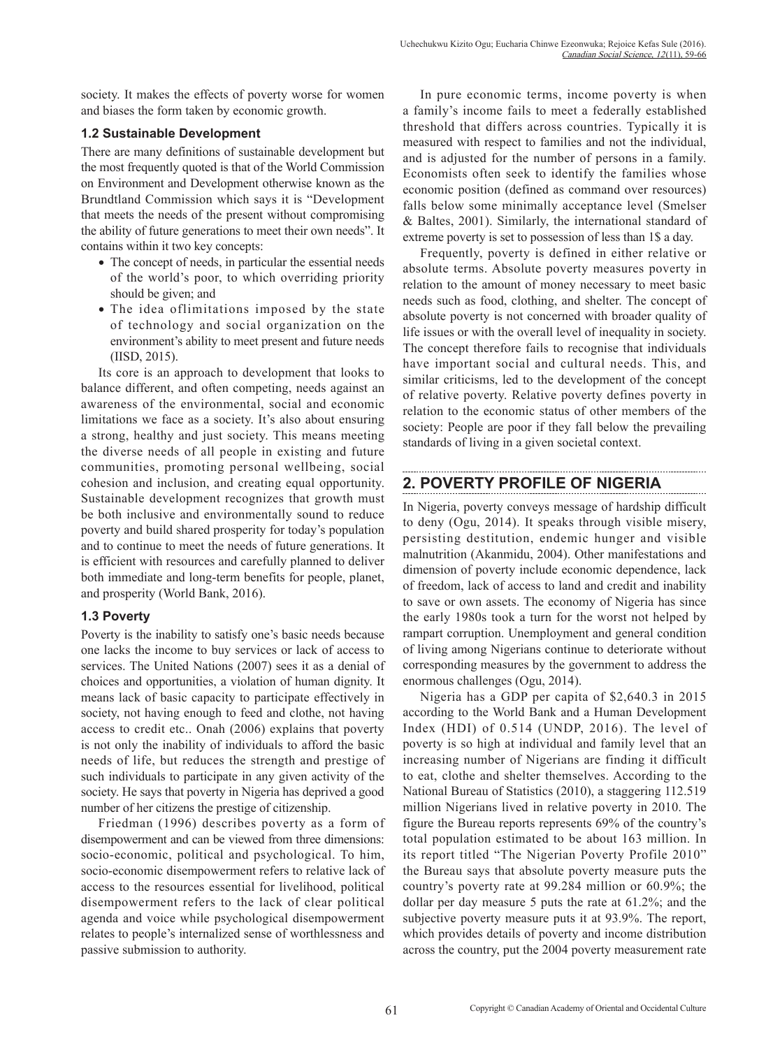society. It makes the effects of poverty worse for women and biases the form taken by economic growth.

### 1.2 Sustainable Development

There are many definitions of sustainable development but the most frequently quoted is that of the World Commission on Environment and Development otherwise known as the Brundtland Commission which says it is "Development that meets the needs of the present without compromising the ability of future generations to meet their own needs". It contains within it two key concepts:

- The concept of needs, in particular the essential needs of the world's poor, to which overriding priority should be given; and
- The idea oflimitations imposed by the state of technology and social organization on the environment's ability to meet present and future needs (IISD, 2015).

Its core is an approach to development that looks to balance different, and often competing, needs against an awareness of the environmental, social and economic limitations we face as a society. It's also about ensuring a strong, healthy and just society. This means meeting the diverse needs of all people in existing and future communities, promoting personal wellbeing, social cohesion and inclusion, and creating equal opportunity. Sustainable development recognizes that growth must be both inclusive and environmentally sound to reduce poverty and build shared prosperity for today's population and to continue to meet the needs of future generations. It is efficient with resources and carefully planned to deliver both immediate and long-term benefits for people, planet, and prosperity (World Bank, 2016).

### 1.3 Poverty

Poverty is the inability to satisfy one's basic needs because one lacks the income to buy services or lack of access to services. The United Nations (2007) sees it as a denial of choices and opportunities, a violation of human dignity. It means lack of basic capacity to participate effectively in society, not having enough to feed and clothe, not having access to credit etc.. Onah (2006) explains that poverty is not only the inability of individuals to afford the basic needs of life, but reduces the strength and prestige of such individuals to participate in any given activity of the society. He says that poverty in Nigeria has deprived a good number of her citizens the prestige of citizenship.

Friedman (1996) describes poverty as a form of disempowerment and can be viewed from three dimensions: socio-economic, political and psychological. To him, socio-economic disempowerment refers to relative lack of access to the resources essential for livelihood, political disempowerment refers to the lack of clear political agenda and voice while psychological disempowerment relates to people's internalized sense of worthlessness and passive submission to authority.

In pure economic terms, income poverty is when a family's income fails to meet a federally established threshold that differs across countries. Typically it is measured with respect to families and not the individual, and is adjusted for the number of persons in a family. Economists often seek to identify the families whose economic position (defined as command over resources) falls below some minimally acceptance level (Smelser & Baltes, 2001). Similarly, the international standard of extreme poverty is set to possession of less than 1$ a day.

Frequently, poverty is defined in either relative or absolute terms. Absolute poverty measures poverty in relation to the amount of money necessary to meet basic needs such as food, clothing, and shelter. The concept of absolute poverty is not concerned with broader quality of life issues or with the overall level of inequality in society. The concept therefore fails to recognise that individuals have important social and cultural needs. This, and similar criticisms, led to the development of the concept of relative poverty. Relative poverty defines poverty in relation to the economic status of other members of the society: People are poor if they fall below the prevailing standards of living in a given societal context.

## 2. POVERTY PROFILE OF NIGERIA

In Nigeria, poverty conveys message of hardship difficult to deny (Ogu, 2014). It speaks through visible misery, persisting destitution, endemic hunger and visible malnutrition (Akanmidu, 2004). Other manifestations and dimension of poverty include economic dependence, lack of freedom, lack of access to land and credit and inability to save or own assets. The economy of Nigeria has since the early 1980s took a turn for the worst not helped by rampart corruption. Unemployment and general condition of living among Nigerians continue to deteriorate without corresponding measures by the government to address the enormous challenges (Ogu, 2014).

Nigeria has a GDP per capita of $2,640.3 in 2015 according to the World Bank and a Human Development Index (HDI) of 0.514 (UNDP, 2016). The level of poverty is so high at individual and family level that an increasing number of Nigerians are finding it difficult to eat, clothe and shelter themselves. According to the National Bureau of Statistics (2010), a staggering 112.519 million Nigerians lived in relative poverty in 2010. The figure the Bureau reports represents 69% of the country's total population estimated to be about 163 million. In its report titled "The Nigerian Poverty Profile 2010" the Bureau says that absolute poverty measure puts the country's poverty rate at 99.284 million or 60.9%; the dollar per day measure 5 puts the rate at 61.2%; and the subjective poverty measure puts it at 93.9%. The report, which provides details of poverty and income distribution across the country, put the 2004 poverty measurement rate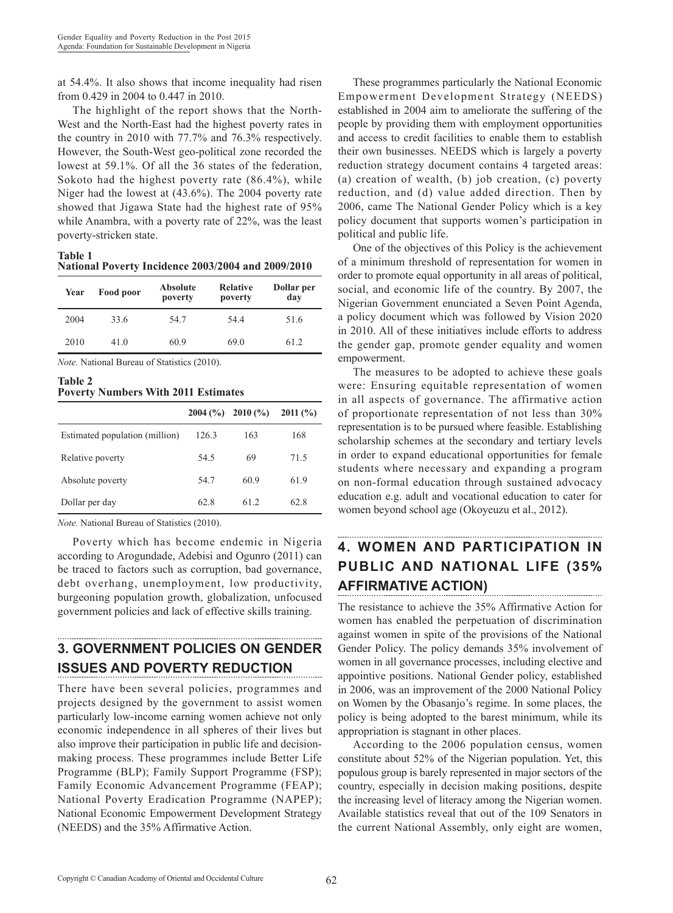at 54.4%. It also shows that income inequality had risen from 0.429 in 2004 to 0.447 in 2010.

The highlight of the report shows that the North-West and the North-East had the highest poverty rates in the country in 2010 with 77.7% and 76.3% respectively. However, the South-West geo-political zone recorded the lowest at 59.1%. Of all the 36 states of the federation, Sokoto had the highest poverty rate (86.4%), while Niger had the lowest at (43.6%). The 2004 poverty rate showed that Jigawa State had the highest rate of 95% while Anambra, with a poverty rate of 22%, was the least poverty-stricken state.

**Table 1**
**National Poverty Incidence 2003/2004 and 2009/2010**

| Year | Food poor | Absolute poverty | Relative poverty | Dollar per day |
|---|---|---|---|---|
| 2004 | 33.6 | 54.7 | 54.4 | 51.6 |
| 2010 | 41.0 | 60.9 | 69.0 | 61.2 |

*Note.* National Bureau of Statistics (2010).

**Table 2**
**Poverty Numbers With 2011 Estimates**

| | 2004 (%) | 2010 (%) | 2011 (%) |
|---|---|---|---|
| Estimated population (million) | 126.3 | 163 | 168 |
| Relative poverty | 54.5 | 69 | 71.5 |
| Absolute poverty | 54.7 | 60.9 | 61.9 |
| Dollar per day | 62.8 | 61.2 | 62.8 |

*Note.* National Bureau of Statistics (2010).

Poverty which has become endemic in Nigeria according to Arogundade, Adebisi and Ogunro (2011) can be traced to factors such as corruption, bad governance, debt overhang, unemployment, low productivity, burgeoning population growth, globalization, unfocused government policies and lack of effective skills training.

## 3. GOVERNMENT POLICIES ON GENDER ISSUES AND POVERTY REDUCTION

There have been several policies, programmes and projects designed by the government to assist women particularly low-income earning women achieve not only economic independence in all spheres of their lives but also improve their participation in public life and decision-making process. These programmes include Better Life Programme (BLP); Family Support Programme (FSP); Family Economic Advancement Programme (FEAP); National Poverty Eradication Programme (NAPEP); National Economic Empowerment Development Strategy (NEEDS) and the 35% Affirmative Action.

These programmes particularly the National Economic Empowerment Development Strategy (NEEDS) established in 2004 aim to ameliorate the suffering of the people by providing them with employment opportunities and access to credit facilities to enable them to establish their own businesses. NEEDS which is largely a poverty reduction strategy document contains 4 targeted areas: (a) creation of wealth, (b) job creation, (c) poverty reduction, and (d) value added direction. Then by 2006, came The National Gender Policy which is a key policy document that supports women's participation in political and public life.

One of the objectives of this Policy is the achievement of a minimum threshold of representation for women in order to promote equal opportunity in all areas of political, social, and economic life of the country. By 2007, the Nigerian Government enunciated a Seven Point Agenda, a policy document which was followed by Vision 2020 in 2010. All of these initiatives include efforts to address the gender gap, promote gender equality and women empowerment.

The measures to be adopted to achieve these goals were: Ensuring equitable representation of women in all aspects of governance. The affirmative action of proportionate representation of not less than 30% representation is to be pursued where feasible. Establishing scholarship schemes at the secondary and tertiary levels in order to expand educational opportunities for female students where necessary and expanding a program on non-formal education through sustained advocacy education e.g. adult and vocational education to cater for women beyond school age (Okoyeuzu et al., 2012).

## 4. WOMEN AND PARTICIPATION IN PUBLIC AND NATIONAL LIFE (35% AFFIRMATIVE ACTION)

The resistance to achieve the 35% Affirmative Action for women has enabled the perpetuation of discrimination against women in spite of the provisions of the National Gender Policy. The policy demands 35% involvement of women in all governance processes, including elective and appointive positions. National Gender policy, established in 2006, was an improvement of the 2000 National Policy on Women by the Obasanjo's regime. In some places, the policy is being adopted to the barest minimum, while its appropriation is stagnant in other places.

According to the 2006 population census, women constitute about 52% of the Nigerian population. Yet, this populous group is barely represented in major sectors of the country, especially in decision making positions, despite the increasing level of literacy among the Nigerian women. Available statistics reveal that out of the 109 Senators in the current National Assembly, only eight are women,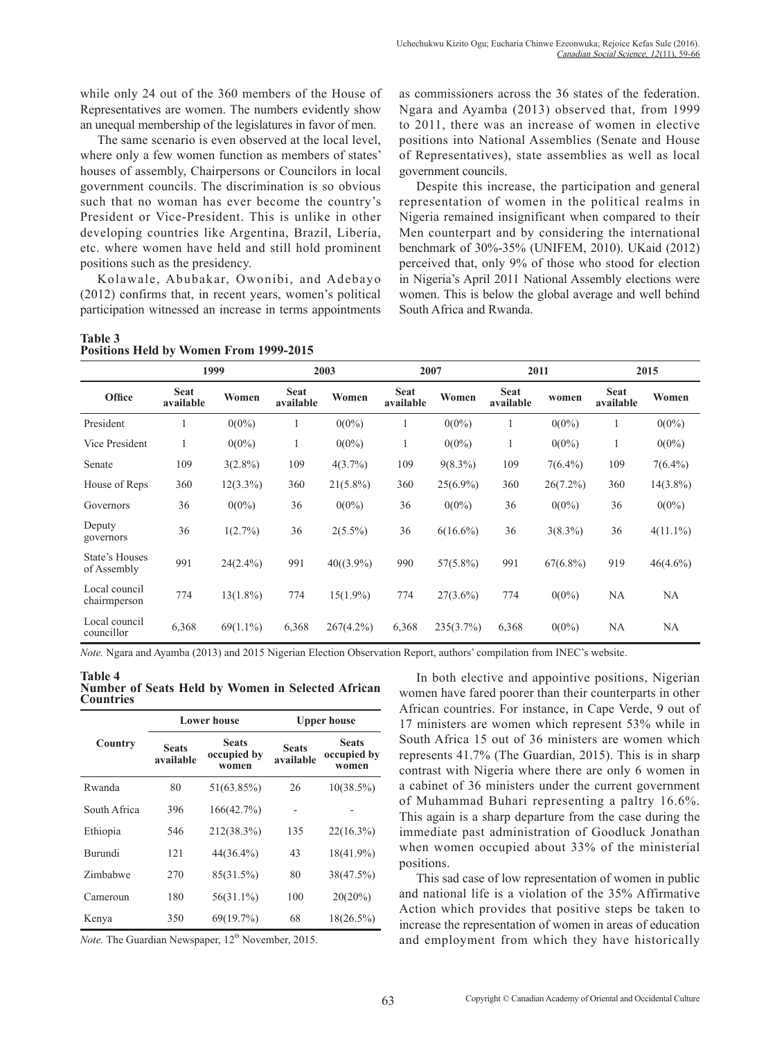while only 24 out of the 360 members of the House of Representatives are women. The numbers evidently show an unequal membership of the legislatures in favor of men.

The same scenario is even observed at the local level, where only a few women function as members of states' houses of assembly, Chairpersons or Councilors in local government councils. The discrimination is so obvious such that no woman has ever become the country's President or Vice-President. This is unlike in other developing countries like Argentina, Brazil, Liberia, etc. where women have held and still hold prominent positions such as the presidency.

Kolawale, Abubakar, Owonibi, and Adebayo (2012) confirms that, in recent years, women's political participation witnessed an increase in terms appointments as commissioners across the 36 states of the federation. Ngara and Ayamba (2013) observed that, from 1999 to 2011, there was an increase of women in elective positions into National Assemblies (Senate and House of Representatives), state assemblies as well as local government councils.

Despite this increase, the participation and general representation of women in the political realms in Nigeria remained insignificant when compared to their Men counterpart and by considering the international benchmark of 30%-35% (UNIFEM, 2010). UKaid (2012) perceived that, only 9% of those who stood for election in Nigeria's April 2011 National Assembly elections were women. This is below the global average and well behind South Africa and Rwanda.

**Table 3**
**Positions Held by Women From 1999-2015**

| | 1999 | | 2003 | | 2007 | | 2011 | | 2015 | |
|---|---|---|---|---|---|---|---|---|---|---|
| **Office** | **Seat available** | **Women** | **Seat available** | **Women** | **Seat available** | **Women** | **Seat available** | **women** | **Seat available** | **Women** |
| President | 1 | 0(0%) | 1 | 0(0%) | 1 | 0(0%) | 1 | 0(0%) | 1 | 0(0%) |
| Vice President | 1 | 0(0%) | 1 | 0(0%) | 1 | 0(0%) | 1 | 0(0%) | 1 | 0(0%) |
| Senate | 109 | 3(2.8%) | 109 | 4(3.7%) | 109 | 9(8.3%) | 109 | 7(6.4%) | 109 | 7(6.4%) |
| House of Reps | 360 | 12(3.3%) | 360 | 21(5.8%) | 360 | 25(6.9%) | 360 | 26(7.2%) | 360 | 14(3.8%) |
| Governors | 36 | 0(0%) | 36 | 0(0%) | 36 | 0(0%) | 36 | 0(0%) | 36 | 0(0%) |
| Deputy governors | 36 | 1(2.7%) | 36 | 2(5.5%) | 36 | 6(16.6%) | 36 | 3(8.3%) | 36 | 4(11.1%) |
| State's Houses of Assembly | 991 | 24(2.4%) | 991 | 40((3.9%) | 990 | 57(5.8%) | 991 | 67(6.8%) | 919 | 46(4.6%) |
| Local council chairmperson | 774 | 13(1.8%) | 774 | 15(1.9%) | 774 | 27(3.6%) | 774 | 0(0%) | NA | NA |
| Local council councillor | 6,368 | 69(1.1%) | 6,368 | 267(4.2%) | 6,368 | 235(3.7%) | 6,368 | 0(0%) | NA | NA |

*Note.* Ngara and Ayamba (2013) and 2015 Nigerian Election Observation Report, authors' compilation from INEC's website.

**Table 4**
**Number of Seats Held by Women in Selected African Countries**

| | Lower house | | Upper house | |
|---|---|---|---|---|
| **Country** | **Seats available** | **Seats occupied by women** | **Seats available** | **Seats occupied by women** |
| Rwanda | 80 | 51(63.85%) | 26 | 10(38.5%) |
| South Africa | 396 | 166(42.7%) | - | - |
| Ethiopia | 546 | 212(38.3%) | 135 | 22(16.3%) |
| Burundi | 121 | 44(36.4%) | 43 | 18(41.9%) |
| Zimbabwe | 270 | 85(31.5%) | 80 | 38(47.5%) |
| Cameroun | 180 | 56(31.1%) | 100 | 20(20%) |
| Kenya | 350 | 69(19.7%) | 68 | 18(26.5%) |

*Note.* The Guardian Newspaper, 12th November, 2015.

In both elective and appointive positions, Nigerian women have fared poorer than their counterparts in other African countries. For instance, in Cape Verde, 9 out of 17 ministers are women which represent 53% while in South Africa 15 out of 36 ministers are women which represents 41.7% (The Guardian, 2015). This is in sharp contrast with Nigeria where there are only 6 women in a cabinet of 36 ministers under the current government of Muhammad Buhari representing a paltry 16.6%. This again is a sharp departure from the case during the immediate past administration of Goodluck Jonathan when women occupied about 33% of the ministerial positions.

This sad case of low representation of women in public and national life is a violation of the 35% Affirmative Action which provides that positive steps be taken to increase the representation of women in areas of education and employment from which they have historically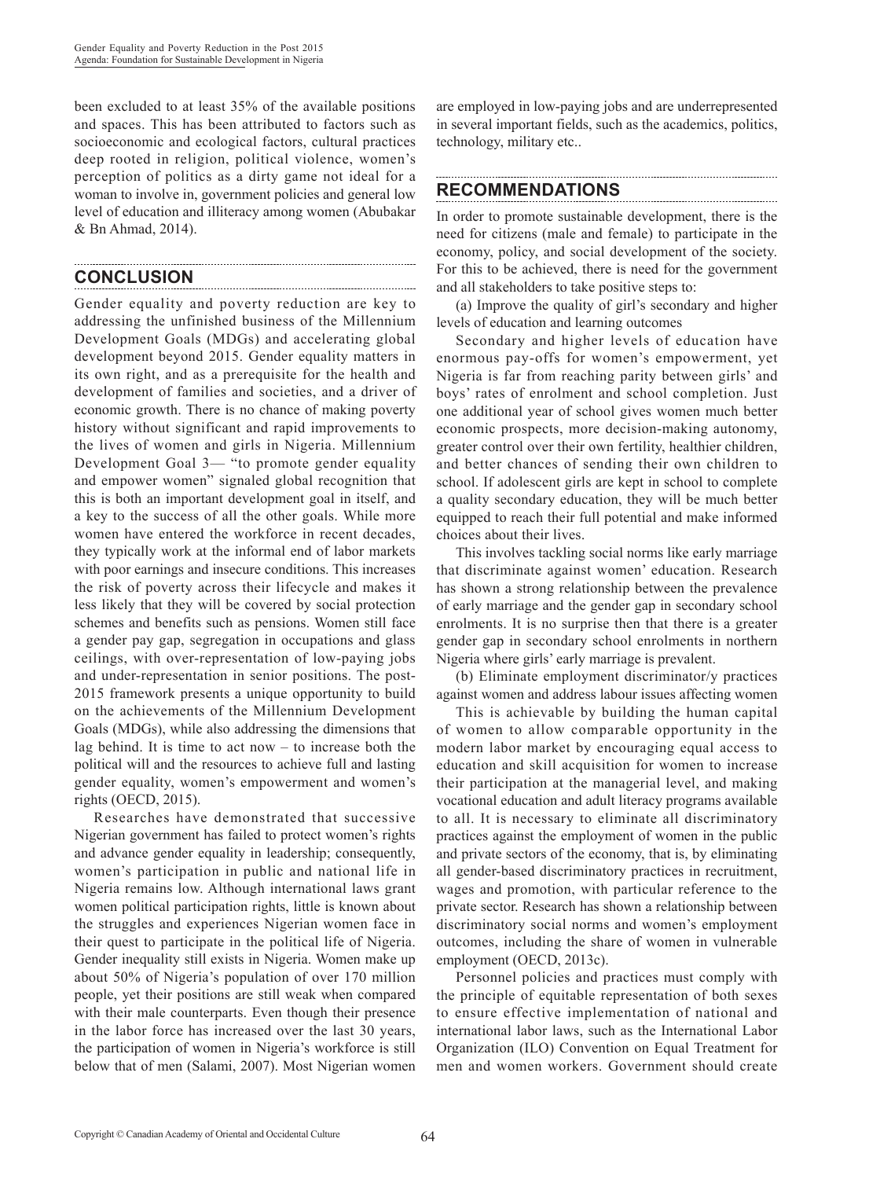been excluded to at least 35% of the available positions and spaces. This has been attributed to factors such as socioeconomic and ecological factors, cultural practices deep rooted in religion, political violence, women's perception of politics as a dirty game not ideal for a woman to involve in, government policies and general low level of education and illiteracy among women (Abubakar & Bn Ahmad, 2014).

## CONCLUSION

Gender equality and poverty reduction are key to addressing the unfinished business of the Millennium Development Goals (MDGs) and accelerating global development beyond 2015. Gender equality matters in its own right, and as a prerequisite for the health and development of families and societies, and a driver of economic growth. There is no chance of making poverty history without significant and rapid improvements to the lives of women and girls in Nigeria. Millennium Development Goal 3— "to promote gender equality and empower women" signaled global recognition that this is both an important development goal in itself, and a key to the success of all the other goals. While more women have entered the workforce in recent decades, they typically work at the informal end of labor markets with poor earnings and insecure conditions. This increases the risk of poverty across their lifecycle and makes it less likely that they will be covered by social protection schemes and benefits such as pensions. Women still face a gender pay gap, segregation in occupations and glass ceilings, with over-representation of low-paying jobs and under-representation in senior positions. The post-2015 framework presents a unique opportunity to build on the achievements of the Millennium Development Goals (MDGs), while also addressing the dimensions that lag behind. It is time to act now – to increase both the political will and the resources to achieve full and lasting gender equality, women's empowerment and women's rights (OECD, 2015).

Researches have demonstrated that successive Nigerian government has failed to protect women's rights and advance gender equality in leadership; consequently, women's participation in public and national life in Nigeria remains low. Although international laws grant women political participation rights, little is known about the struggles and experiences Nigerian women face in their quest to participate in the political life of Nigeria. Gender inequality still exists in Nigeria. Women make up about 50% of Nigeria's population of over 170 million people, yet their positions are still weak when compared with their male counterparts. Even though their presence in the labor force has increased over the last 30 years, the participation of women in Nigeria's workforce is still below that of men (Salami, 2007). Most Nigerian women are employed in low-paying jobs and are underrepresented in several important fields, such as the academics, politics, technology, military etc..

## RECOMMENDATIONS

In order to promote sustainable development, there is the need for citizens (male and female) to participate in the economy, policy, and social development of the society. For this to be achieved, there is need for the government and all stakeholders to take positive steps to:

(a) Improve the quality of girl's secondary and higher levels of education and learning outcomes

Secondary and higher levels of education have enormous pay-offs for women's empowerment, yet Nigeria is far from reaching parity between girls' and boys' rates of enrolment and school completion. Just one additional year of school gives women much better economic prospects, more decision-making autonomy, greater control over their own fertility, healthier children, and better chances of sending their own children to school. If adolescent girls are kept in school to complete a quality secondary education, they will be much better equipped to reach their full potential and make informed choices about their lives.

This involves tackling social norms like early marriage that discriminate against women' education. Research has shown a strong relationship between the prevalence of early marriage and the gender gap in secondary school enrolments. It is no surprise then that there is a greater gender gap in secondary school enrolments in northern Nigeria where girls' early marriage is prevalent.

(b) Eliminate employment discriminator/y practices against women and address labour issues affecting women

This is achievable by building the human capital of women to allow comparable opportunity in the modern labor market by encouraging equal access to education and skill acquisition for women to increase their participation at the managerial level, and making vocational education and adult literacy programs available to all. It is necessary to eliminate all discriminatory practices against the employment of women in the public and private sectors of the economy, that is, by eliminating all gender-based discriminatory practices in recruitment, wages and promotion, with particular reference to the private sector. Research has shown a relationship between discriminatory social norms and women's employment outcomes, including the share of women in vulnerable employment (OECD, 2013c).

Personnel policies and practices must comply with the principle of equitable representation of both sexes to ensure effective implementation of national and international labor laws, such as the International Labor Organization (ILO) Convention on Equal Treatment for men and women workers. Government should create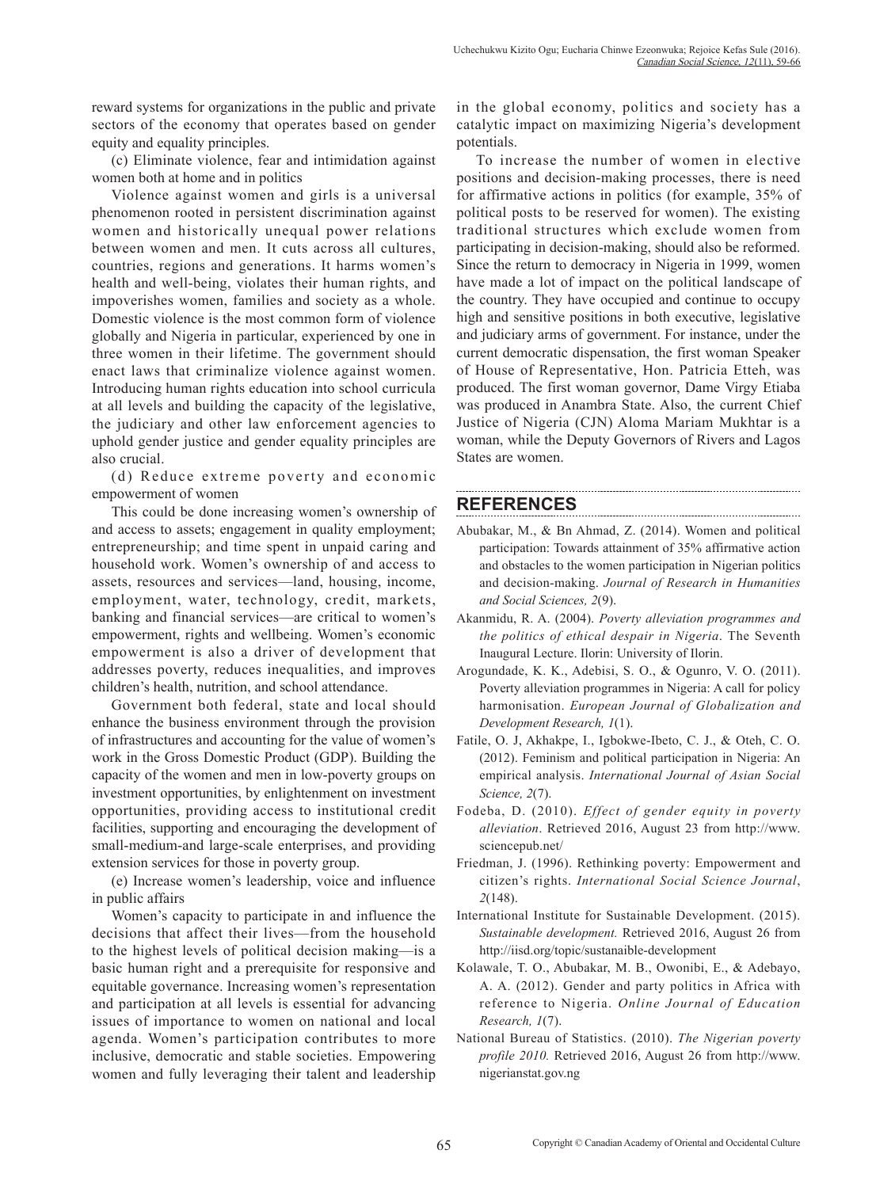reward systems for organizations in the public and private sectors of the economy that operates based on gender equity and equality principles.

(c) Eliminate violence, fear and intimidation against women both at home and in politics

Violence against women and girls is a universal phenomenon rooted in persistent discrimination against women and historically unequal power relations between women and men. It cuts across all cultures, countries, regions and generations. It harms women's health and well-being, violates their human rights, and impoverishes women, families and society as a whole. Domestic violence is the most common form of violence globally and Nigeria in particular, experienced by one in three women in their lifetime. The government should enact laws that criminalize violence against women. Introducing human rights education into school curricula at all levels and building the capacity of the legislative, the judiciary and other law enforcement agencies to uphold gender justice and gender equality principles are also crucial.

(d) Reduce extreme poverty and economic empowerment of women

This could be done increasing women's ownership of and access to assets; engagement in quality employment; entrepreneurship; and time spent in unpaid caring and household work. Women's ownership of and access to assets, resources and services—land, housing, income, employment, water, technology, credit, markets, banking and financial services—are critical to women's empowerment, rights and wellbeing. Women's economic empowerment is also a driver of development that addresses poverty, reduces inequalities, and improves children's health, nutrition, and school attendance.

Government both federal, state and local should enhance the business environment through the provision of infrastructures and accounting for the value of women's work in the Gross Domestic Product (GDP). Building the capacity of the women and men in low-poverty groups on investment opportunities, by enlightenment on investment opportunities, providing access to institutional credit facilities, supporting and encouraging the development of small-medium-and large-scale enterprises, and providing extension services for those in poverty group.

(e) Increase women's leadership, voice and influence in public affairs

Women's capacity to participate in and influence the decisions that affect their lives—from the household to the highest levels of political decision making—is a basic human right and a prerequisite for responsive and equitable governance. Increasing women's representation and participation at all levels is essential for advancing issues of importance to women on national and local agenda. Women's participation contributes to more inclusive, democratic and stable societies. Empowering women and fully leveraging their talent and leadership in the global economy, politics and society has a catalytic impact on maximizing Nigeria's development potentials.

To increase the number of women in elective positions and decision-making processes, there is need for affirmative actions in politics (for example, 35% of political posts to be reserved for women). The existing traditional structures which exclude women from participating in decision-making, should also be reformed. Since the return to democracy in Nigeria in 1999, women have made a lot of impact on the political landscape of the country. They have occupied and continue to occupy high and sensitive positions in both executive, legislative and judiciary arms of government. For instance, under the current democratic dispensation, the first woman Speaker of House of Representative, Hon. Patricia Etteh, was produced. The first woman governor, Dame Virgy Etiaba was produced in Anambra State. Also, the current Chief Justice of Nigeria (CJN) Aloma Mariam Mukhtar is a woman, while the Deputy Governors of Rivers and Lagos States are women.

## REFERENCES

Abubakar, M., & Bn Ahmad, Z. (2014). Women and political participation: Towards attainment of 35% affirmative action and obstacles to the women participation in Nigerian politics and decision-making. *Journal of Research in Humanities and Social Sciences, 2*(9).

Akanmidu, R. A. (2004). *Poverty alleviation programmes and the politics of ethical despair in Nigeria*. The Seventh Inaugural Lecture. Ilorin: University of Ilorin.

Arogundade, K. K., Adebisi, S. O., & Ogunro, V. O. (2011). Poverty alleviation programmes in Nigeria: A call for policy harmonisation. *European Journal of Globalization and Development Research, 1*(1).

Fatile, O. J, Akhakpe, I., Igbokwe-Ibeto, C. J., & Oteh, C. O. (2012). Feminism and political participation in Nigeria: An empirical analysis. *International Journal of Asian Social Science, 2*(7).

Fodeba, D. (2010). *Effect of gender equity in poverty alleviation*. Retrieved 2016, August 23 from http://www.sciencepub.net/

Friedman, J. (1996). Rethinking poverty: Empowerment and citizen's rights. *International Social Science Journal*, *2*(148).

International Institute for Sustainable Development. (2015). *Sustainable development.* Retrieved 2016, August 26 from http://iisd.org/topic/sustanaible-development

Kolawale, T. O., Abubakar, M. B., Owonibi, E., & Adebayo, A. A. (2012). Gender and party politics in Africa with reference to Nigeria. *Online Journal of Education Research, 1*(7).

National Bureau of Statistics. (2010). *The Nigerian poverty profile 2010.* Retrieved 2016, August 26 from http://www.nigerianstat.gov.ng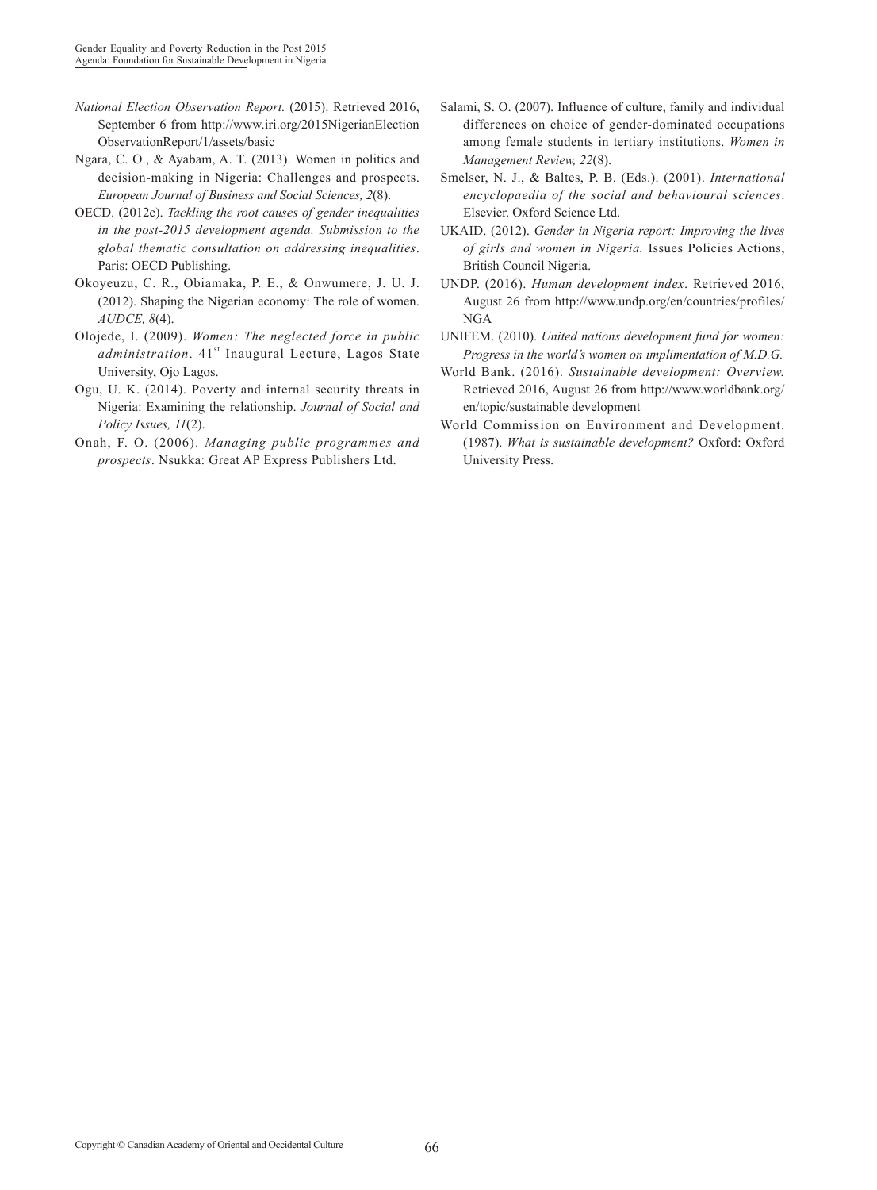*National Election Observation Report.* (2015). Retrieved 2016, September 6 from http://www.iri.org/2015NigerianElectionObservationReport/1/assets/basic

Ngara, C. O., & Ayabam, A. T. (2013). Women in politics and decision-making in Nigeria: Challenges and prospects. *European Journal of Business and Social Sciences, 2*(8).

OECD. (2012c). *Tackling the root causes of gender inequalities in the post-2015 development agenda. Submission to the global thematic consultation on addressing inequalities*. Paris: OECD Publishing.

Okoyeuzu, C. R., Obiamaka, P. E., & Onwumere, J. U. J. (2012). Shaping the Nigerian economy: The role of women. *AUDCE, 8*(4).

Olojede, I. (2009). *Women: The neglected force in public administration*. 41st Inaugural Lecture, Lagos State University, Ojo Lagos.

Ogu, U. K. (2014). Poverty and internal security threats in Nigeria: Examining the relationship. *Journal of Social and Policy Issues, 11*(2).

Onah, F. O. (2006). *Managing public programmes and prospects*. Nsukka: Great AP Express Publishers Ltd.

Salami, S. O. (2007). Influence of culture, family and individual differences on choice of gender-dominated occupations among female students in tertiary institutions. *Women in Management Review, 22*(8).

Smelser, N. J., & Baltes, P. B. (Eds.). (2001). *International encyclopaedia of the social and behavioural sciences*. Elsevier. Oxford Science Ltd.

UKAID. (2012). *Gender in Nigeria report: Improving the lives of girls and women in Nigeria.* Issues Policies Actions, British Council Nigeria.

UNDP. (2016). *Human development index*. Retrieved 2016, August 26 from http://www.undp.org/en/countries/profiles/NGA

UNIFEM. (2010). *United nations development fund for women: Progress in the world's women on implimentation of M.D.G.*

World Bank. (2016). *Sustainable development: Overview.* Retrieved 2016, August 26 from http://www.worldbank.org/en/topic/sustainable development

World Commission on Environment and Development. (1987). *What is sustainable development?* Oxford: Oxford University Press.